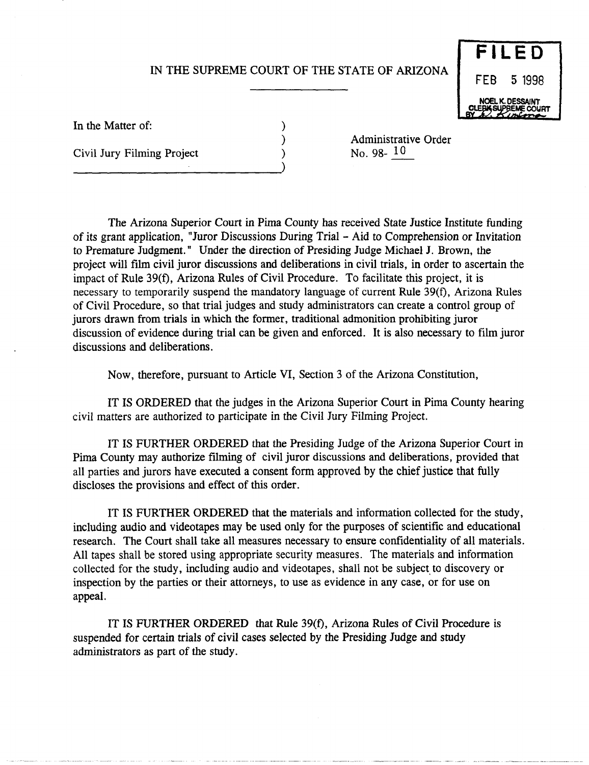IN THE SUPREME COURT OF THE STATE OF ARIZONA

**FILED**
FEB 5 1998
NOEL K. DESSAINT
CLERK SUPREME COURT
BY

In the Matter of:

Civil Jury Filming Project

Administrative Order
No. 98- 10

The Arizona Superior Court in Pima County has received State Justice Institute funding of its grant application, "Juror Discussions During Trial - Aid to Comprehension or Invitation to Premature Judgment." Under the direction of Presiding Judge Michael J. Brown, the project will film civil juror discussions and deliberations in civil trials, in order to ascertain the impact of Rule 39(f), Arizona Rules of Civil Procedure. To facilitate this project, it is necessary to temporarily suspend the mandatory language of current Rule 39(f), Arizona Rules of Civil Procedure, so that trial judges and study administrators can create a control group of jurors drawn from trials in which the former, traditional admonition prohibiting juror discussion of evidence during trial can be given and enforced. It is also necessary to film juror discussions and deliberations.

Now, therefore, pursuant to Article VI, Section 3 of the Arizona Constitution,

IT IS ORDERED that the judges in the Arizona Superior Court in Pima County hearing civil matters are authorized to participate in the Civil Jury Filming Project.

IT IS FURTHER ORDERED that the Presiding Judge of the Arizona Superior Court in Pima County may authorize filming of civil juror discussions and deliberations, provided that all parties and jurors have executed a consent form approved by the chief justice that fully discloses the provisions and effect of this order.

IT IS FURTHER ORDERED that the materials and information collected for the study, including audio and videotapes may be used only for the purposes of scientific and educational research. The Court shall take all measures necessary to ensure confidentiality of all materials. All tapes shall be stored using appropriate security measures. The materials and information collected for the study, including audio and videotapes, shall not be subject to discovery or inspection by the parties or their attorneys, to use as evidence in any case, or for use on appeal.

IT IS FURTHER ORDERED that Rule 39(f), Arizona Rules of Civil Procedure is suspended for certain trials of civil cases selected by the Presiding Judge and study administrators as part of the study.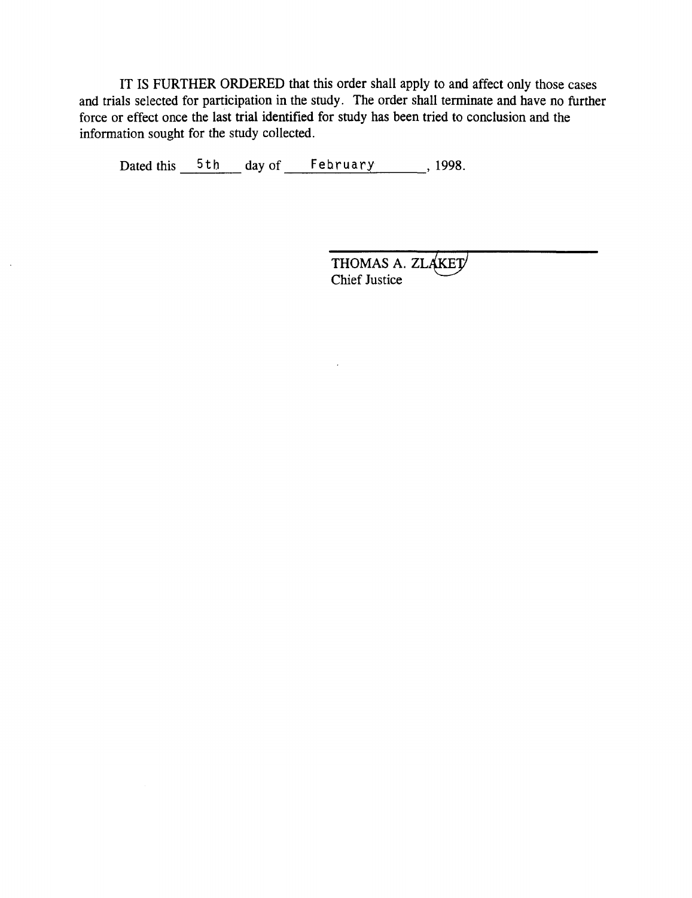IT IS FURTHER ORDERED that this order shall apply to and affect only those cases and trials selected for participation in the study. The order shall terminate and have no further force or effect once the last trial identified for study has been tried to conclusion and the information sought for the study collected.

Dated this 5th day of February, 1998.

THOMAS A. ZLAKET
Chief Justice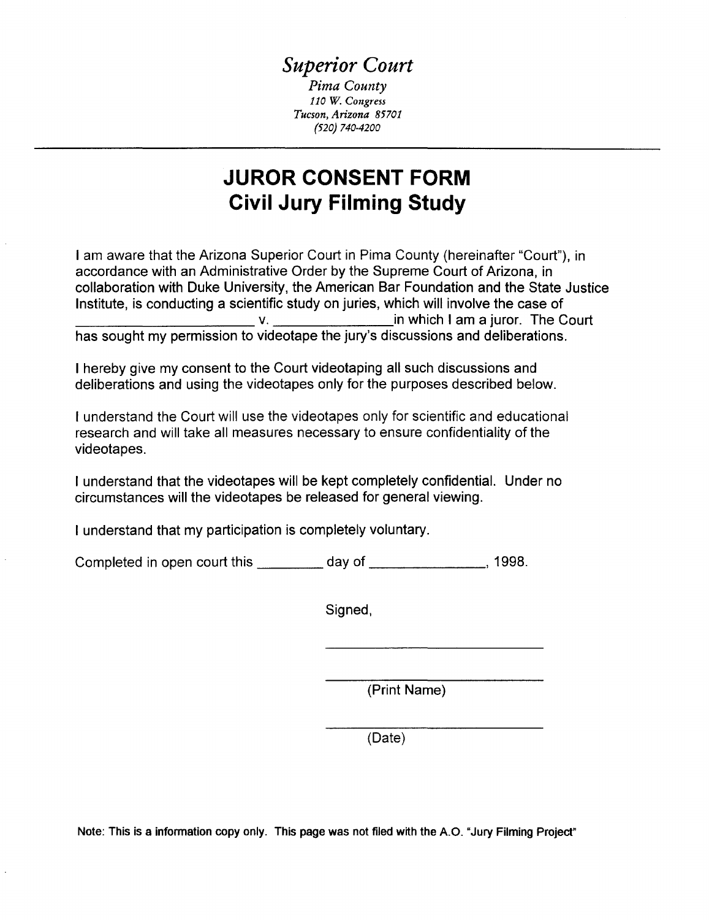# *Superior Court*

*Pima County*
*110 W. Congress*
*Tucson, Arizona 85701*
*(520) 740-4200*

---

## JUROR CONSENT FORM
## Civil Jury Filming Study

I am aware that the Arizona Superior Court in Pima County (hereinafter "Court"), in accordance with an Administrative Order by the Supreme Court of Arizona, in collaboration with Duke University, the American Bar Foundation and the State Justice Institute, is conducting a scientific study on juries, which will involve the case of ________________________ v. ________________in which I am a juror. The Court has sought my permission to videotape the jury's discussions and deliberations.

I hereby give my consent to the Court videotaping all such discussions and deliberations and using the videotapes only for the purposes described below.

I understand the Court will use the videotapes only for scientific and educational research and will take all measures necessary to ensure confidentiality of the videotapes.

I understand that the videotapes will be kept completely confidential. Under no circumstances will the videotapes be released for general viewing.

I understand that my participation is completely voluntary.

Completed in open court this _________ day of ________________, 1998.

Signed,

______________________________

______________________________
(Print Name)

______________________________
(Date)

**Note: This is a information copy only. This page was not filed with the A.O. "Jury Filming Project"**